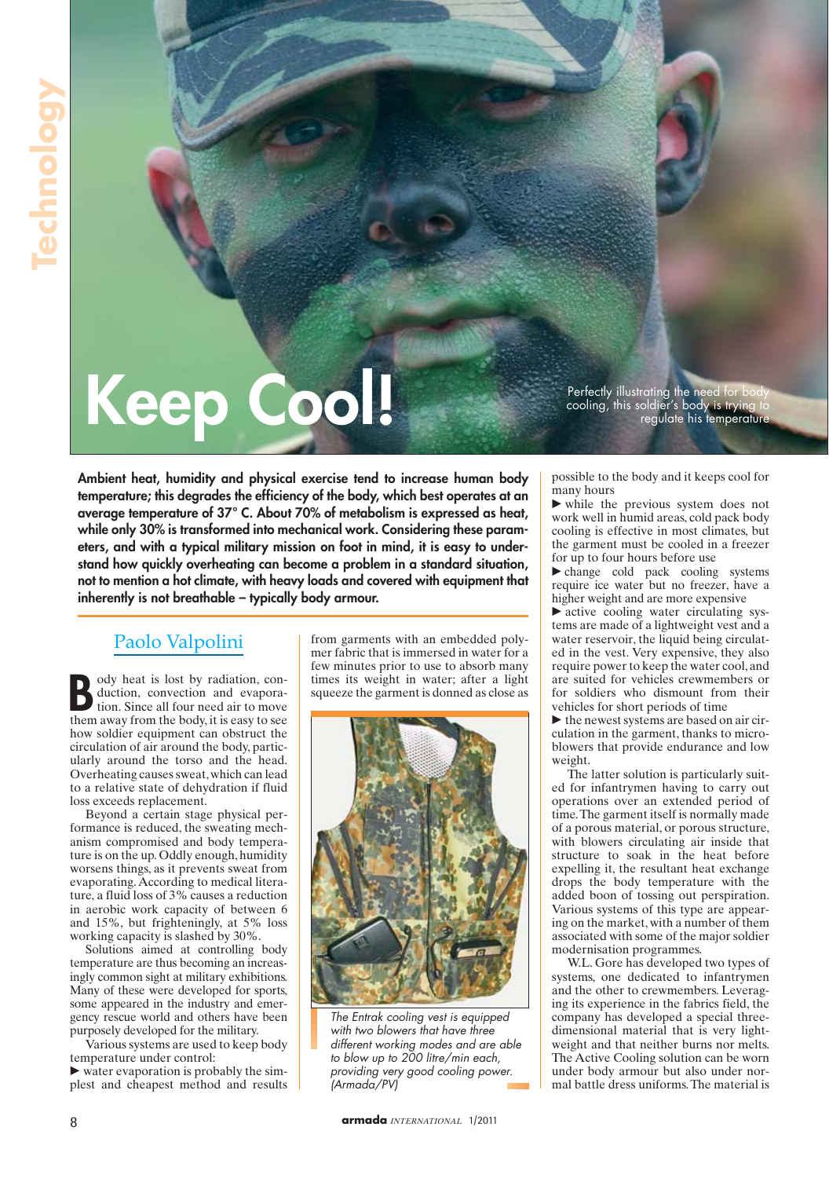# Keep Cool!

Perfectly illustrating the need for body cooling, this soldier's body is trying to regulate his temperature

**Ambient heat, humidity and physical exercise tend to increase human body temperature; this degrades the efficiency of the body, which best operates at an average temperature of 37° C. About 70% of metabolism is expressed as heat, while only 30% is transformed into mechanical work. Considering these parameters, and with a typical military mission on foot in mind, it is easy to understand how quickly overheating can become a problem in a standard situation, not to mention a hot climate, with heavy loads and covered with equipment that inherently is not breathable – typically body armour.**

Paolo Valpolini

Body heat is lost by radiation, conduction, convection and evaporation. Since all four need air to move them away from the body, it is easy to see how soldier equipment can obstruct the circulation of air around the body, particularly around the torso and the head. Overheating causes sweat, which can lead to a relative state of dehydration if fluid loss exceeds replacement.

Beyond a certain stage physical performance is reduced, the sweating mechanism compromised and body temperature is on the up. Oddly enough, humidity worsens things, as it prevents sweat from evaporating. According to medical literature, a fluid loss of 3% causes a reduction in aerobic work capacity of between 6 and 15%, but frighteningly, at 5% loss working capacity is slashed by 30%.

Solutions aimed at controlling body temperature are thus becoming an increasingly common sight at military exhibitions. Many of these were developed for sports, some appeared in the industry and emergency rescue world and others have been purposely developed for the military.

Various systems are used to keep body temperature under control:

- water evaporation is probably the simplest and cheapest method and results from garments with an embedded polymer fabric that is immersed in water for a few minutes prior to use to absorb many times its weight in water; after a light squeeze the garment is donned as close as possible to the body and it keeps cool for many hours
- while the previous system does not work well in humid areas, cold pack body cooling is effective in most climates, but the garment must be cooled in a freezer for up to four hours before use
- change cold pack cooling systems require ice water but no freezer, have a higher weight and are more expensive
- active cooling water circulating systems are made of a lightweight vest and a water reservoir, the liquid being circulated in the vest. Very expensive, they also require power to keep the water cool, and are suited for vehicles crewmembers or for soldiers who dismount from their vehicles for short periods of time
- the newest systems are based on air circulation in the garment, thanks to microblowers that provide endurance and low weight.

*The Entrak cooling vest is equipped with two blowers that have three different working modes and are able to blow up to 200 litre/min each, providing very good cooling power. (Armada/PV)*

The latter solution is particularly suited for infantrymen having to carry out operations over an extended period of time. The garment itself is normally made of a porous material, or porous structure, with blowers circulating air inside that structure to soak in the heat before expelling it, the resultant heat exchange drops the body temperature with the added boon of tossing out perspiration. Various systems of this type are appearing on the market, with a number of them associated with some of the major soldier modernisation programmes.

W.L. Gore has developed two types of systems, one dedicated to infantrymen and the other to crewmembers. Leveraging its experience in the fabrics field, the company has developed a special three-dimensional material that is very lightweight and that neither burns nor melts. The Active Cooling solution can be worn under body armour but also under normal battle dress uniforms. The material is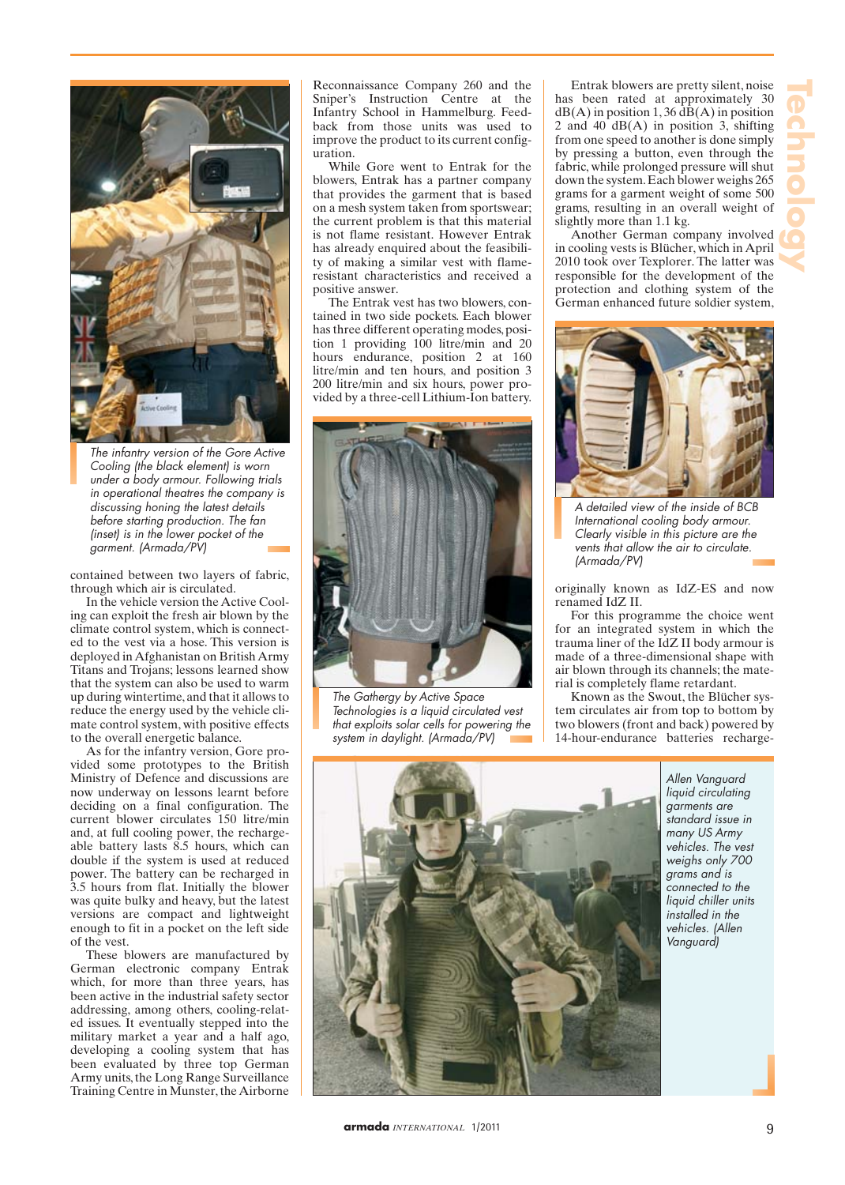*The infantry version of the Gore Active Cooling (the black element) is worn under a body armour. Following trials in operational theatres the company is discussing honing the latest details before starting production. The fan (inset) is in the lower pocket of the garment. (Armada/PV)*

contained between two layers of fabric, through which air is circulated.

In the vehicle version the Active Cooling can exploit the fresh air blown by the climate control system, which is connected to the vest via a hose. This version is deployed in Afghanistan on British Army Titans and Trojans; lessons learned show that the system can also be used to warm up during wintertime, and that it allows to reduce the energy used by the vehicle climate control system, with positive effects to the overall energetic balance.

As for the infantry version, Gore provided some prototypes to the British Ministry of Defence and discussions are now underway on lessons learnt before deciding on a final configuration. The current blower circulates 150 litre/min and, at full cooling power, the rechargeable battery lasts 8.5 hours, which can double if the system is used at reduced power. The battery can be recharged in 3.5 hours from flat. Initially the blower was quite bulky and heavy, but the latest versions are compact and lightweight enough to fit in a pocket on the left side of the vest.

These blowers are manufactured by German electronic company Entrak which, for more than three years, has been active in the industrial safety sector addressing, among others, cooling-related issues. It eventually stepped into the military market a year and a half ago, developing a cooling system that has been evaluated by three top German Army units, the Long Range Surveillance Training Centre in Munster, the Airborne Reconnaissance Company 260 and the Sniper's Instruction Centre at the Infantry School in Hammelburg. Feedback from those units was used to improve the product to its current configuration.

While Gore went to Entrak for the blowers, Entrak has a partner company that provides the garment that is based on a mesh system taken from sportswear; the current problem is that this material is not flame resistant. However Entrak has already enquired about the feasibility of making a similar vest with flame-resistant characteristics and received a positive answer.

The Entrak vest has two blowers, contained in two side pockets. Each blower has three different operating modes, position 1 providing 100 litre/min and 20 hours endurance, position 2 at 160 litre/min and ten hours, and position 3 200 litre/min and six hours, power provided by a three-cell Lithium-Ion battery.

*The Gathergy by Active Space Technologies is a liquid circulated vest that exploits solar cells for powering the system in daylight. (Armada/PV)*

Entrak blowers are pretty silent, noise has been rated at approximately 30 dB(A) in position 1, 36 dB(A) in position 2 and 40 dB(A) in position 3, shifting from one speed to another is done simply by pressing a button, even through the fabric, while prolonged pressure will shut down the system. Each blower weighs 265 grams for a garment weight of some 500 grams, resulting in an overall weight of slightly more than 1.1 kg.

Another German company involved in cooling vests is Blücher, which in April 2010 took over Texplorer. The latter was responsible for the development of the protection and clothing system of the German enhanced future soldier system,

*A detailed view of the inside of BCB International cooling body armour. Clearly visible in this picture are the vents that allow the air to circulate. (Armada/PV)*

originally known as IdZ-ES and now renamed IdZ II.

For this programme the choice went for an integrated system in which the trauma liner of the IdZ II body armour is made of a three-dimensional shape with air blown through its channels; the material is completely flame retardant.

Known as the Swout, the Blücher system circulates air from top to bottom by two blowers (front and back) powered by 14-hour-endurance batteries recharge-

*Allen Vanguard liquid circulating garments are standard issue in many US Army vehicles. The vest weighs only 700 grams and is connected to the liquid chiller units installed in the vehicles. (Allen Vanguard)*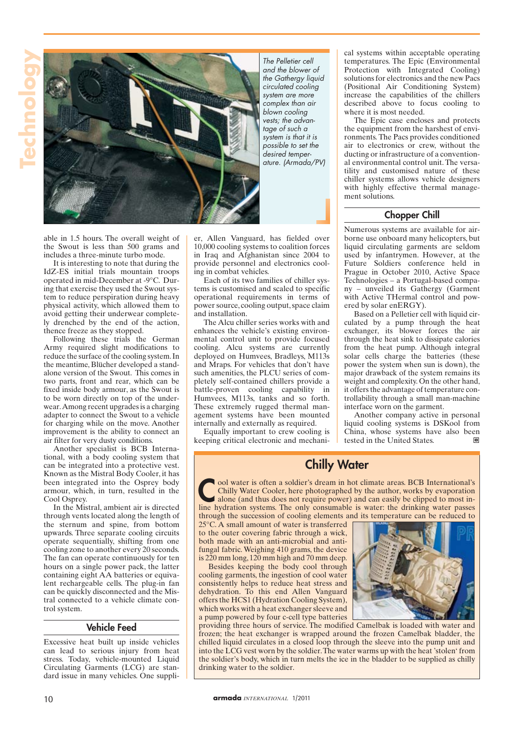*The Pelletier cell and the blower of the Gathergy liquid circulated cooling system are more complex than air blown cooling vests; the advantage of such a system is that it is possible to set the desired temperature. (Armada/PV)*

able in 1.5 hours. The overall weight of the Swout is less than 500 grams and includes a three-minute turbo mode.

It is interesting to note that during the IdZ-ES initial trials mountain troops operated in mid-December at -9°C. During that exercise they used the Swout system to reduce perspiration during heavy physical activity, which allowed them to avoid getting their underwear completely drenched by the end of the action, thence freeze as they stopped.

Following these trials the German Army required slight modifications to reduce the surface of the cooling system. In the meantime, Blücher developed a standalone version of the Swout. This comes in two parts, front and rear, which can be fixed inside body armour, as the Swout is to be worn directly on top of the underwear. Among recent upgrades is a charging adapter to connect the Swout to a vehicle for charging while on the move. Another improvement is the ability to connect an air filter for very dusty conditions.

Another specialist is BCB International, with a body cooling system that can be integrated into a protective vest. Known as the Mistral Body Cooler, it has been integrated into the Osprey body armour, which, in turn, resulted in the Cool Osprey.

In the Mistral, ambient air is directed through vents located along the length of the sternum and spine, from bottom upwards. Three separate cooling circuits operate sequentially, shifting from one cooling zone to another every 20 seconds. The fan can operate continuously for ten hours on a single power pack, the latter containing eight AA batteries or equivalent rechargeable cells. The plug-in fan can be quickly disconnected and the Mistral connected to a vehicle climate control system.

## Vehicle Feed

Excessive heat built up inside vehicles can lead to serious injury from heat stress. Today, vehicle-mounted Liquid Circulating Garments (LCG) are standard issue in many vehicles. One supplier, Allen Vanguard, has fielded over 10,000 cooling systems to coalition forces in Iraq and Afghanistan since 2004 to provide personnel and electronics cooling in combat vehicles.

Each of its two families of chiller systems is customised and scaled to specific operational requirements in terms of power source, cooling output, space claim and installation.

The Alcu chiller series works with and enhances the vehicle's existing environmental control unit to provide focused cooling. Alcu systems are currently deployed on Humvees, Bradleys, M113s and Mraps. For vehicles that don't have such amenities, the PLCU series of completely self-contained chillers provide a battle-proven cooling capability in Humvees, M113s, tanks and so forth. These extremely rugged thermal management systems have been mounted internally and externally as required.

Equally important to crew cooling is keeping critical electronic and mechanical systems within acceptable operating temperatures. The Epic (Environmental Protection with Integrated Cooling) solutions for electronics and the new Pacs (Positional Air Conditioning System) increase the capabilities of the chillers described above to focus cooling to where it is most needed.

The Epic case encloses and protects the equipment from the harshest of environments. The Pacs provides conditioned air to electronics or crew, without the ducting or infrastructure of a conventional environmental control unit. The versatility and customised nature of these chiller systems allows vehicle designers with highly effective thermal management solutions.

## Chopper Chill

Numerous systems are available for airborne use onboard many helicopters, but liquid circulating garments are seldom used by infantrymen. However, at the Future Soldiers conference held in Prague in October 2010, Active Space Technologies – a Portugal-based company – unveiled its Gathergy (Garment with Active THermal control and powered by solar enERGY). 

Based on a Pelletier cell with liquid circulated by a pump through the heat exchanger, its blower forces the air through the heat sink to dissipate calories from the heat pump. Although integral solar cells charge the batteries (these power the system when sun is down), the major drawback of the system remains its weight and complexity. On the other hand, it offers the advantage of temperature controllability through a small man-machine interface worn on the garment.

Another company active in personal liquid cooling systems is DSKool from China, whose systems have also been tested in the United States.

## Chilly Water

Cool water is often a soldier's dream in hot climate areas. BCB International's Chilly Water Cooler, here photographed by the author, works by evaporation alone (and thus does not require power) and can easily be clipped to most in-line hydration systems. The only consumable is water: the drinking water passes through the succession of cooling elements and its temperature can be reduced to 25°C. A small amount of water is transferred to the outer covering fabric through a wick, both made with an anti-microbial and anti-fungal fabric. Weighing 410 grams, the device is 220 mm long, 120 mm high and 70 mm deep.

Besides keeping the body cool through cooling garments, the ingestion of cool water consistently helps to reduce heat stress and dehydration. To this end Allen Vanguard offers the HCS1 (Hydration Cooling System), which works with a heat exchanger sleeve and a pump powered by four c-cell type batteries providing three hours of service. The modified Camelbak is loaded with water and frozen; the heat exchanger is wrapped around the frozen Camelbak bladder, the chilled liquid circulates in a closed loop through the sleeve into the pump unit and into the LCG vest worn by the soldier. The water warms up with the heat 'stolen' from the soldier's body, which in turn melts the ice in the bladder to be supplied as chilly drinking water to the soldier.